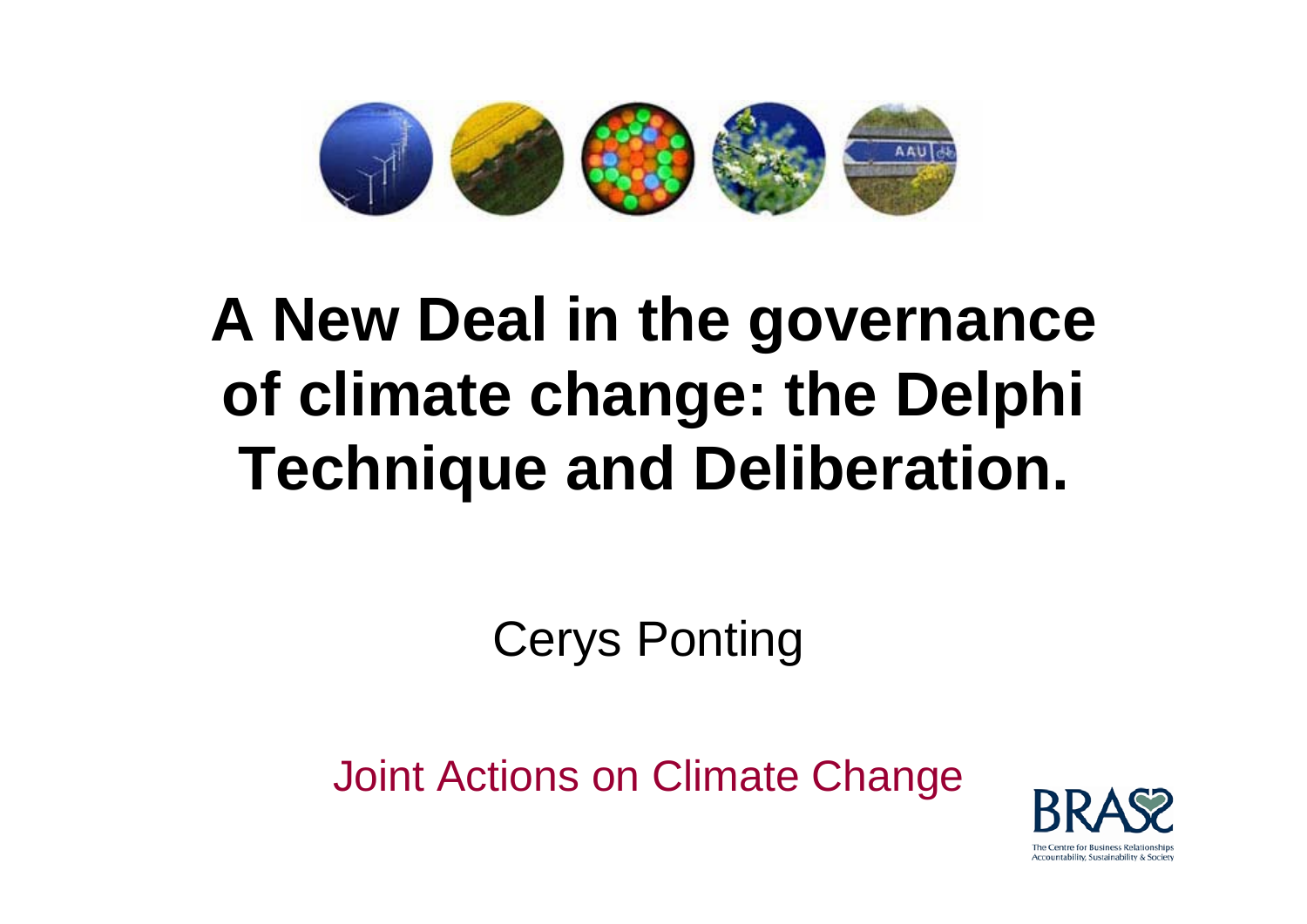# A New Deal in the governance of climate change: the Delphi Technique and Deliberation.

Cerys Ponting

Joint Actions on Climate Change

BRASS

The Centre for Business Relationships Accountability, Sustainability & Society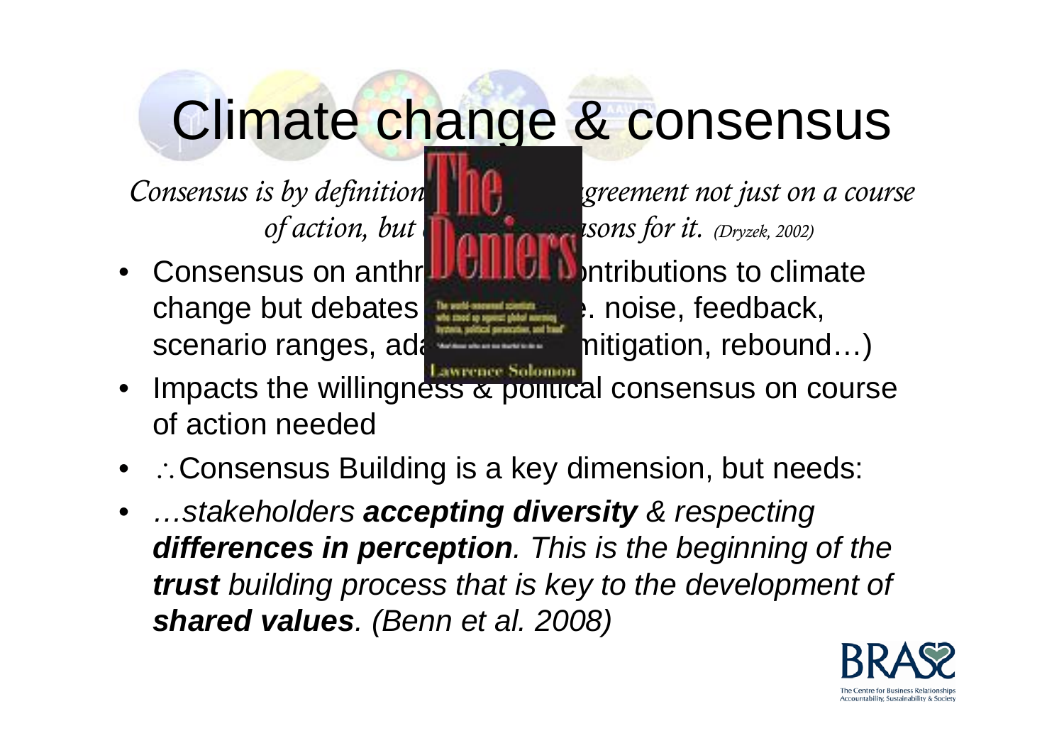# Climate change & consensus

*Consensus is by definition [...] agreement not just on a course of action, but [...] sons for it. (Dryzek, 2002)*

- Consensus on anthr[...]ntributions to climate change but debates [...]. noise, feedback, scenario ranges, ada[...] mitigation, rebound…)
- Impacts the willingness & political consensus on course of action needed
- ∴Consensus Building is a key dimension, but needs:
- *…stakeholders **accepting diversity** & respecting **differences in perception**. This is the beginning of the **trust** building process that is key to the development of **shared values**. (Benn et al. 2008)*

The Deniers

The world-renowned scientists who stood up against global warming hysteria, political persecution, and fraud

Lawrence Solomon

BRASS

The Centre for Business Relationships Accountability, Sustainability & Society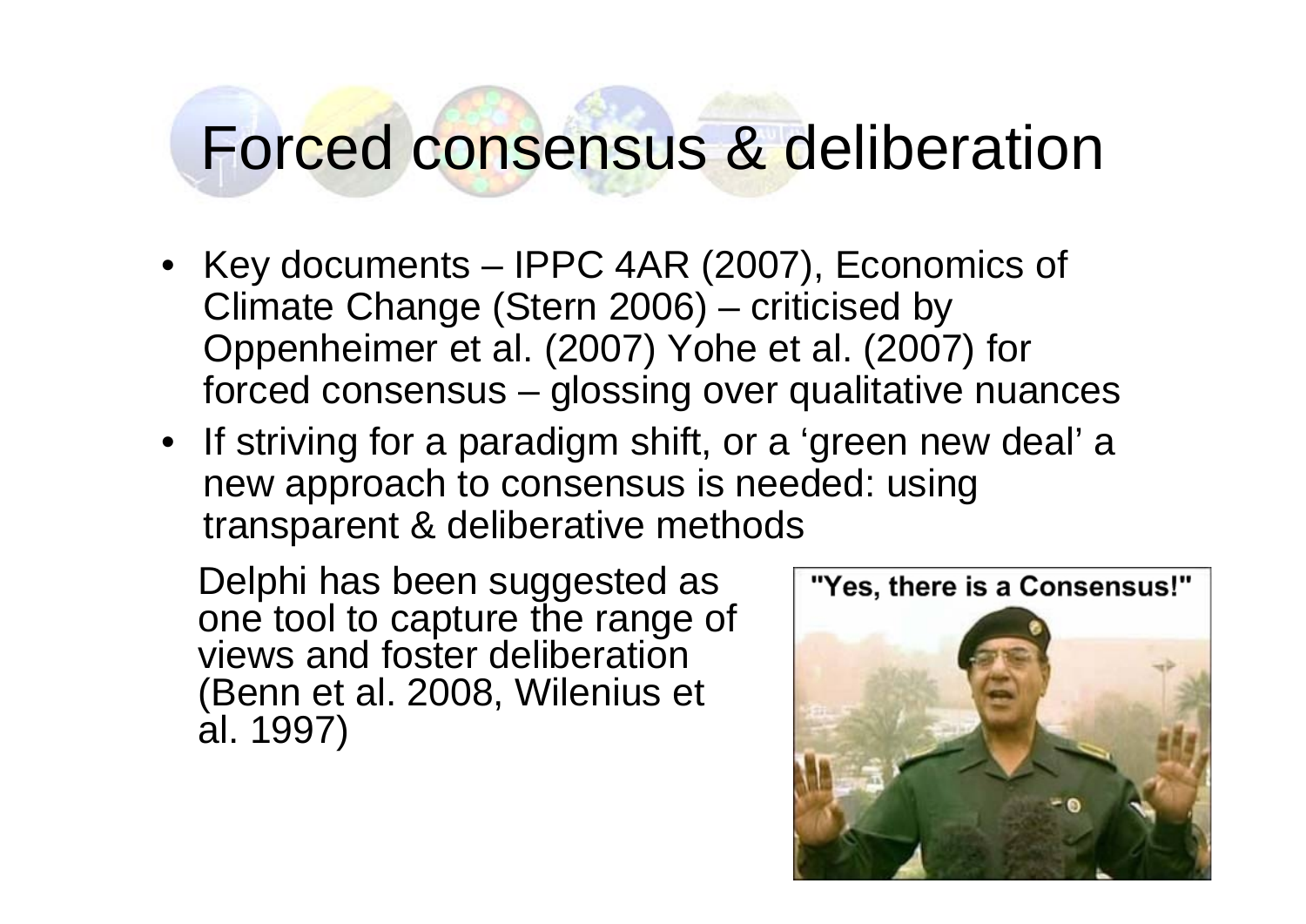# Forced consensus & deliberation

- Key documents – IPPC 4AR (2007), Economics of Climate Change (Stern 2006) – criticised by Oppenheimer et al. (2007) Yohe et al. (2007) for forced consensus – glossing over qualitative nuances
- If striving for a paradigm shift, or a 'green new deal' a new approach to consensus is needed: using transparent & deliberative methods

Delphi has been suggested as one tool to capture the range of views and foster deliberation (Benn et al. 2008, Wilenius et al. 1997)

"Yes, there is a Consensus!"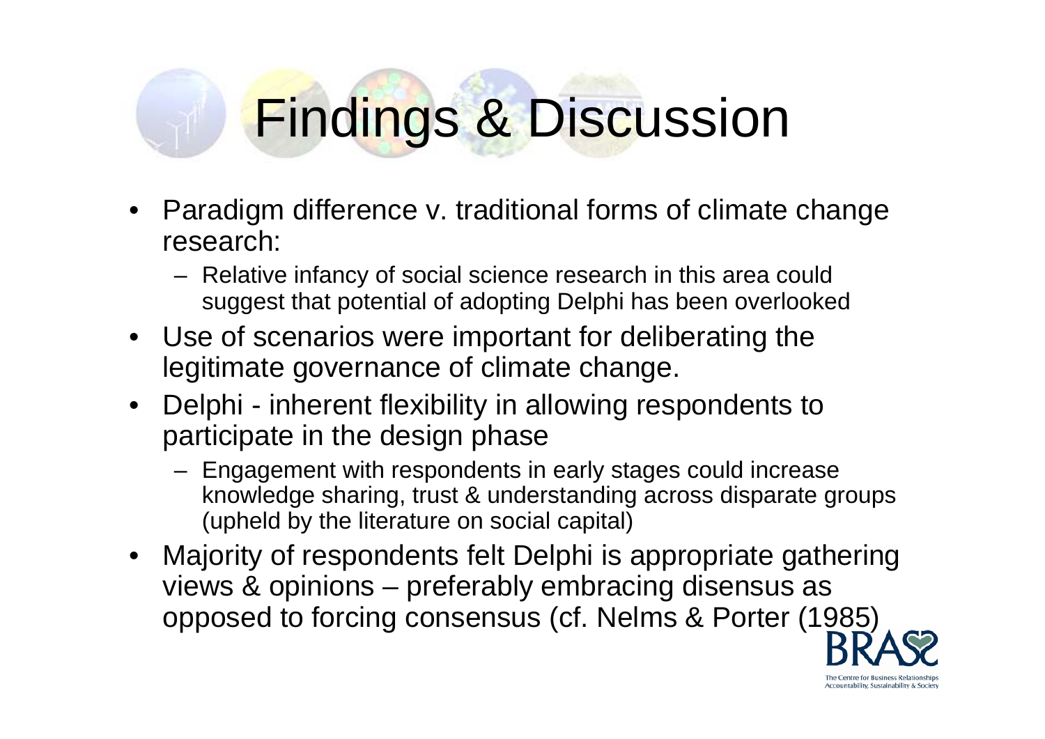# Findings & Discussion

- Paradigm difference v. traditional forms of climate change research:
  - Relative infancy of social science research in this area could suggest that potential of adopting Delphi has been overlooked
- Use of scenarios were important for deliberating the legitimate governance of climate change.
- Delphi - inherent flexibility in allowing respondents to participate in the design phase
  - Engagement with respondents in early stages could increase knowledge sharing, trust & understanding across disparate groups (upheld by the literature on social capital)
- Majority of respondents felt Delphi is appropriate gathering views & opinions – preferably embracing disensus as opposed to forcing consensus (cf. Nelms & Porter (1985)

BRASS

The Centre for Business Relationships Accountability, Sustainability & Society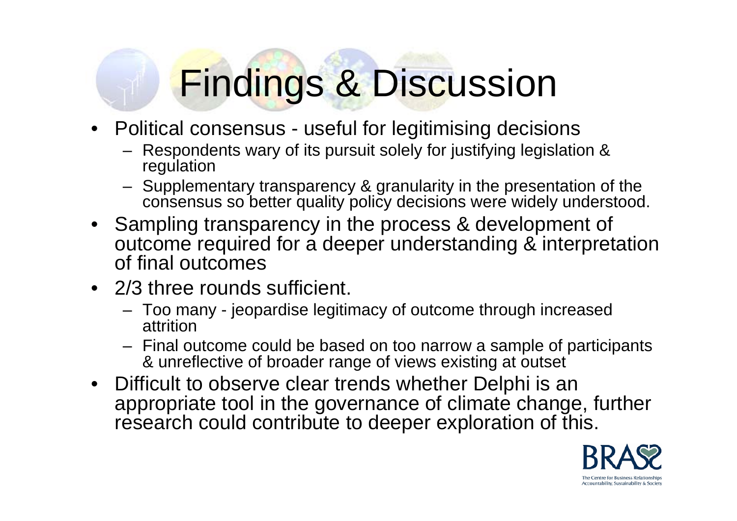# Findings & Discussion

- Political consensus - useful for legitimising decisions
  - Respondents wary of its pursuit solely for justifying legislation & regulation
  - Supplementary transparency & granularity in the presentation of the consensus so better quality policy decisions were widely understood.
- Sampling transparency in the process & development of outcome required for a deeper understanding & interpretation of final outcomes
- 2/3 three rounds sufficient.
  - Too many - jeopardise legitimacy of outcome through increased attrition
  - Final outcome could be based on too narrow a sample of participants & unreflective of broader range of views existing at outset
- Difficult to observe clear trends whether Delphi is an appropriate tool in the governance of climate change, further research could contribute to deeper exploration of this.

BRASS

The Centre for Business Relationships Accountability, Sustainability & Society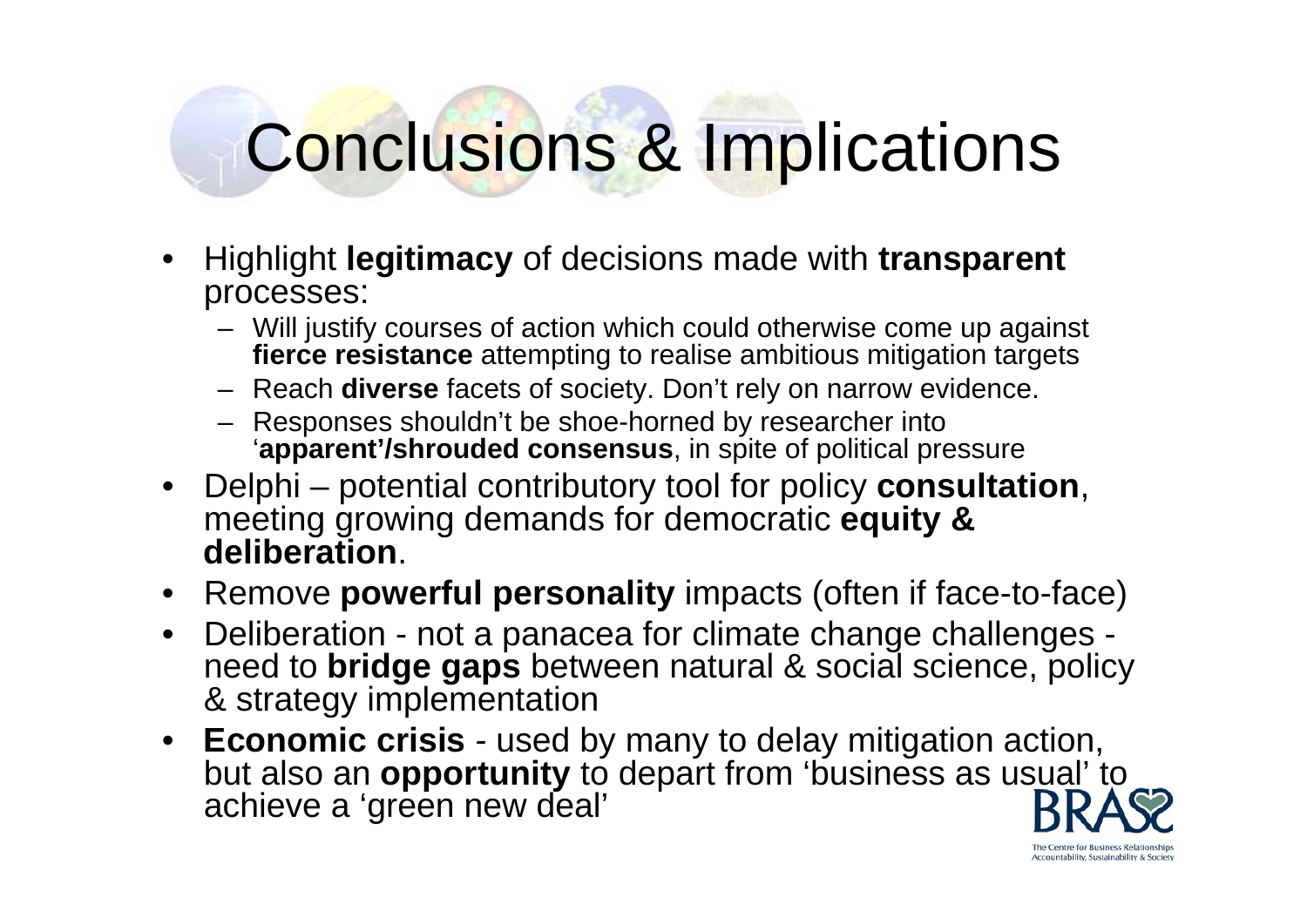# Conclusions & Implications

- Highlight **legitimacy** of decisions made with **transparent** processes:
  - Will justify courses of action which could otherwise come up against **fierce resistance** attempting to realise ambitious mitigation targets
  - Reach **diverse** facets of society. Don't rely on narrow evidence.
  - Responses shouldn't be shoe-horned by researcher into '**apparent'/shrouded consensus**, in spite of political pressure
- Delphi – potential contributory tool for policy **consultation**, meeting growing demands for democratic **equity & deliberation**.
- Remove **powerful personality** impacts (often if face-to-face)
- Deliberation - not a panacea for climate change challenges - need to **bridge gaps** between natural & social science, policy & strategy implementation
- **Economic crisis** - used by many to delay mitigation action, but also an **opportunity** to depart from 'business as usual' to achieve a 'green new deal'

BRASS

The Centre for Business Relationships Accountability, Sustainability & Society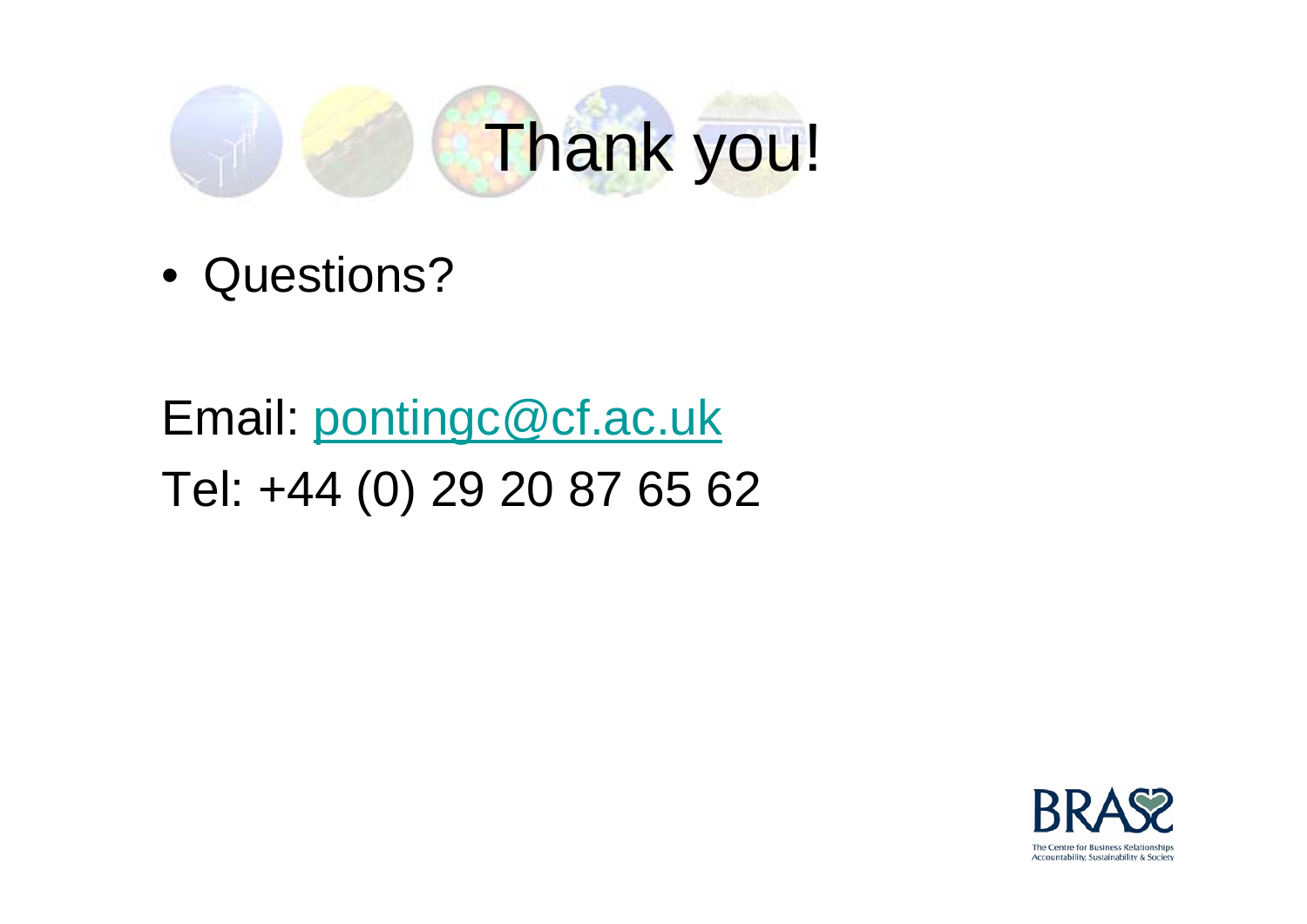# Thank you!

- Questions?

Email: pontingc@cf.ac.uk

Tel: +44 (0) 29 20 87 65 62

BRASS

The Centre for Business Relationships Accountability, Sustainability & Society